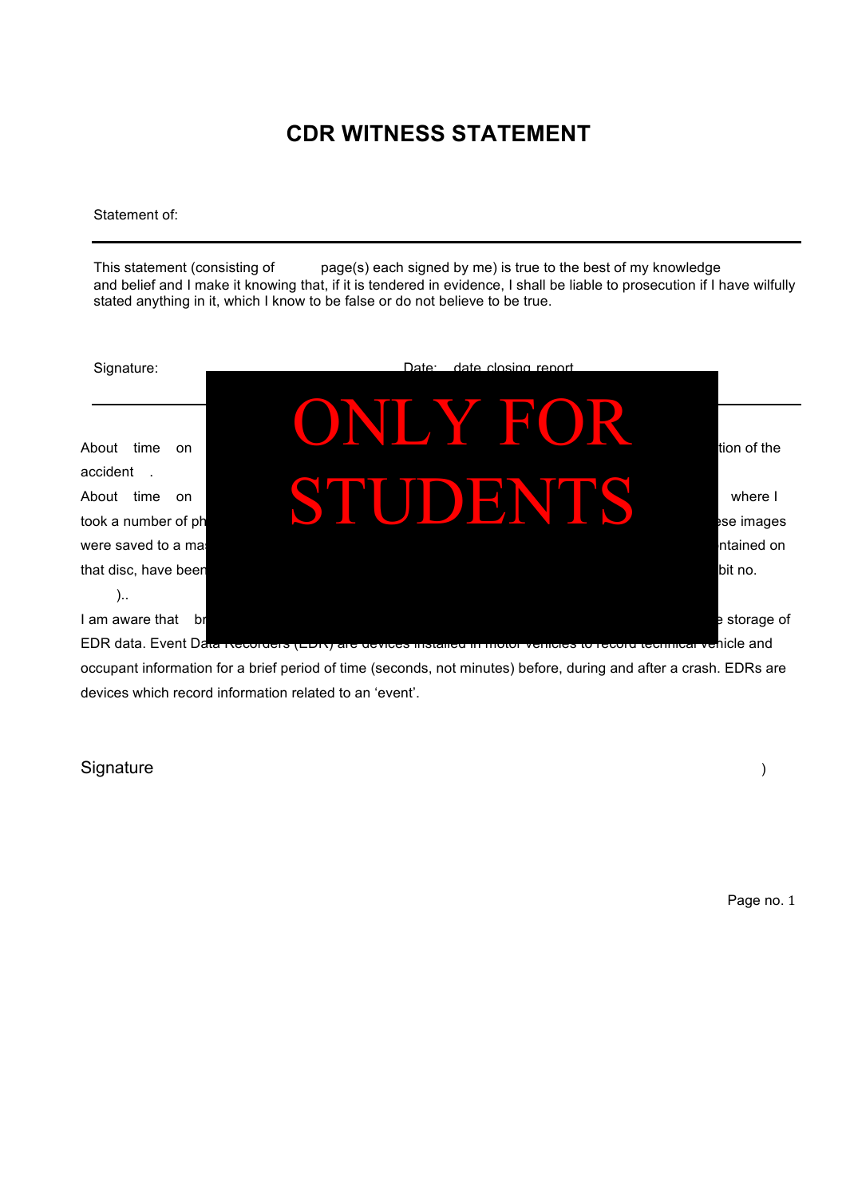# CDR WITNESS STATEMENT

Statement of:

---

This statement (consisting of page(s) each signed by me) is true to the best of my knowledge and belief and I make it knowing that, if it is tendered in evidence, I shall be liable to prosecution if I have wilfully stated anything in it, which I know to be false or do not believe to be true.

Signature: Date: date closing report

---

ONLY FOR STUDENTS

About time on tion of the accident .

About time on where I took a number of ph se images were saved to a ma ntained on that disc, have been bit no. )..

I am aware that br e storage of EDR data. Event Data Recorders (EDR) are devices installed in motor vehicles to record technical vehicle and occupant information for a brief period of time (seconds, not minutes) before, during and after a crash. EDRs are devices which record information related to an 'event'.

Signature )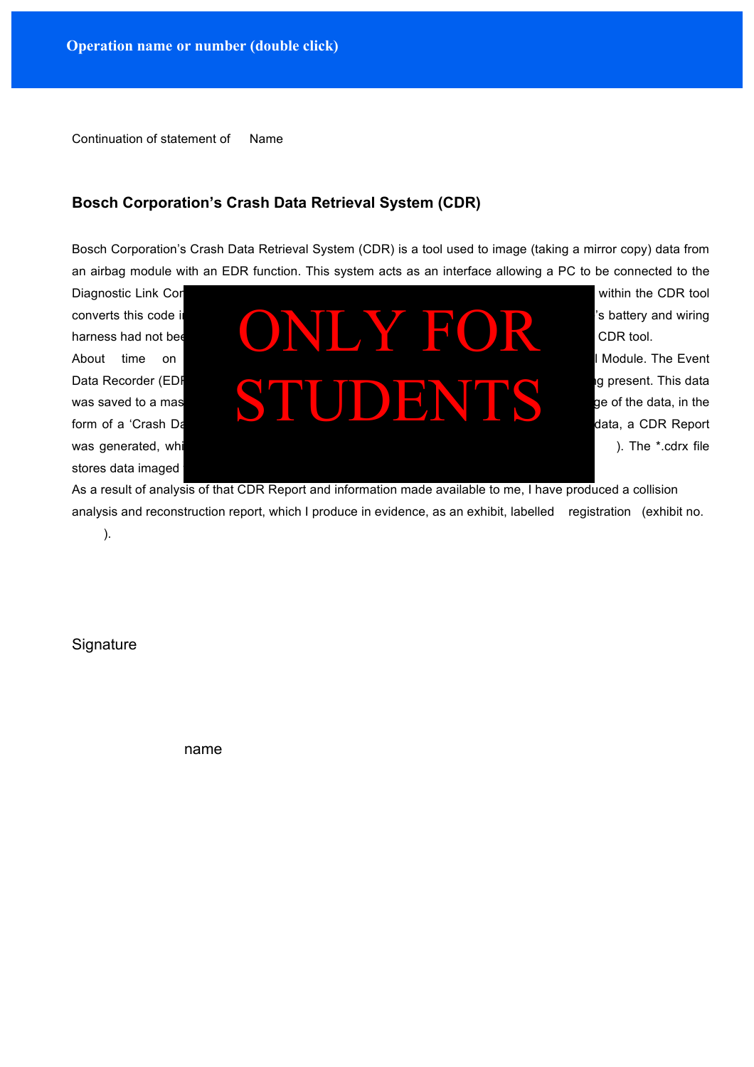Operation name or number (double click)

Continuation of statement of Name

### Bosch Corporation's Crash Data Retrieval System (CDR)

Bosch Corporation's Crash Data Retrieval System (CDR) is a tool used to image (taking a mirror copy) data from an airbag module with an EDR function. This system acts as an interface allowing a PC to be connected to the Diagnostic Link Cor within the CDR tool converts this code i 's battery and wiring harness had not bee CDR tool.

ONLY FOR STUDENTS

About time on l Module. The Event Data Recorder (EDR g present. This data was saved to a mas ge of the data, in the form of a 'Crash Da data, a CDR Report was generated, whi ). The *.cdrx file stores data imaged

As a result of analysis of that CDR Report and information made available to me, I have produced a collision analysis and reconstruction report, which I produce in evidence, as an exhibit, labelled registration (exhibit no. ).

Signature

name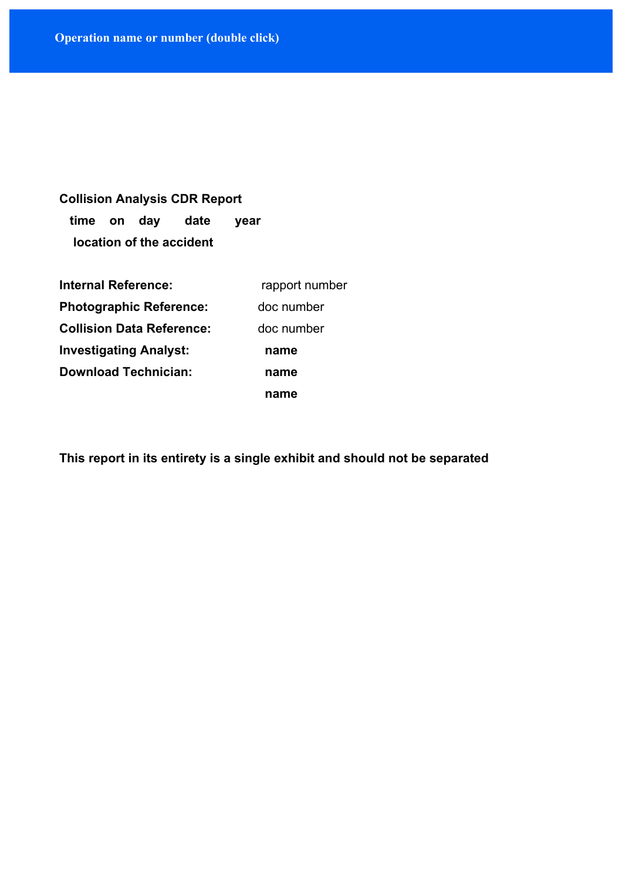**Operation name or number (double click)**

**Collision Analysis CDR Report**

**time on day date year**

**location of the accident**

| | |
|---|---|
| **Internal Reference:** | rapport number |
| **Photographic Reference:** | doc number |
| **Collision Data Reference:** | doc number |
| **Investigating Analyst:** | **name** |
| **Download Technician:** | **name** |
| | **name** |

**This report in its entirety is a single exhibit and should not be separated**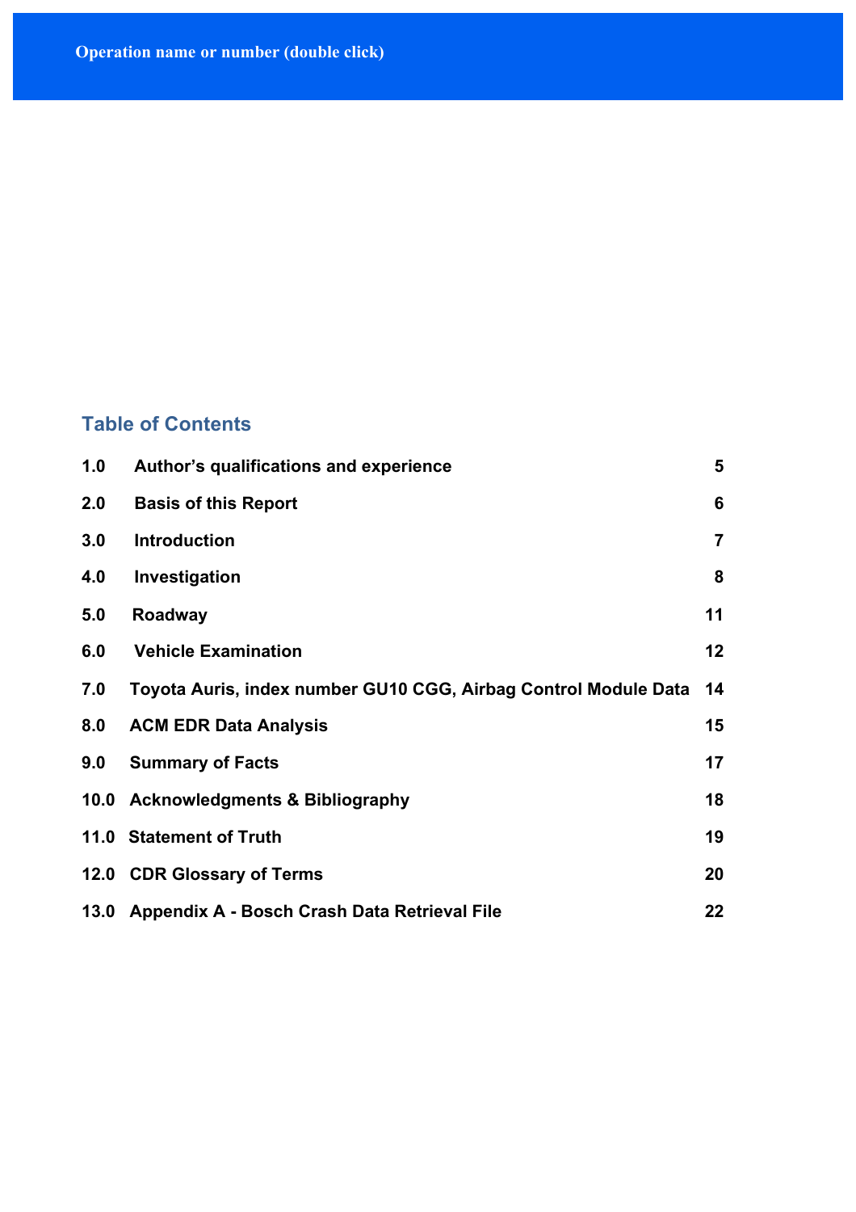**Operation name or number (double click)**

## Table of Contents

| | | |
|---|---|---|
| **1.0** | **Author's qualifications and experience** | **5** |
| **2.0** | **Basis of this Report** | **6** |
| **3.0** | **Introduction** | **7** |
| **4.0** | **Investigation** | **8** |
| **5.0** | **Roadway** | **11** |
| **6.0** | **Vehicle Examination** | **12** |
| **7.0** | **Toyota Auris, index number GU10 CGG, Airbag Control Module Data** | **14** |
| **8.0** | **ACM EDR Data Analysis** | **15** |
| **9.0** | **Summary of Facts** | **17** |
| **10.0** | **Acknowledgments & Bibliography** | **18** |
| **11.0** | **Statement of Truth** | **19** |
| **12.0** | **CDR Glossary of Terms** | **20** |
| **13.0** | **Appendix A - Bosch Crash Data Retrieval File** | **22** |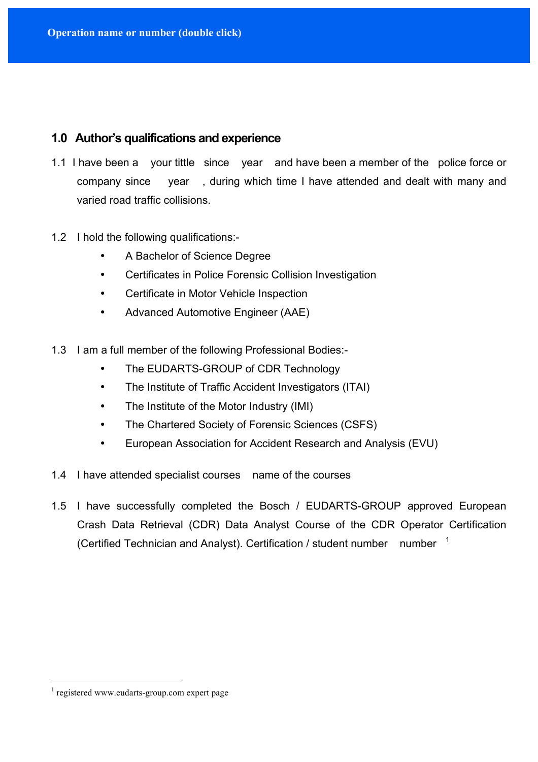## 1.0 Author's qualifications and experience

1.1 I have been a your tittle since year and have been a member of the police force or company since year , during which time I have attended and dealt with many and varied road traffic collisions.

1.2 I hold the following qualifications:-

- A Bachelor of Science Degree
- Certificates in Police Forensic Collision Investigation
- Certificate in Motor Vehicle Inspection
- Advanced Automotive Engineer (AAE)

1.3 I am a full member of the following Professional Bodies:-

- The EUDARTS-GROUP of CDR Technology
- The Institute of Traffic Accident Investigators (ITAI)
- The Institute of the Motor Industry (IMI)
- The Chartered Society of Forensic Sciences (CSFS)
- European Association for Accident Research and Analysis (EVU)

1.4 I have attended specialist courses name of the courses

1.5 I have successfully completed the Bosch / EUDARTS-GROUP approved European Crash Data Retrieval (CDR) Data Analyst Course of the CDR Operator Certification (Certified Technician and Analyst). Certification / student number number [1]

---

[1] registered www.eudarts-group.com expert page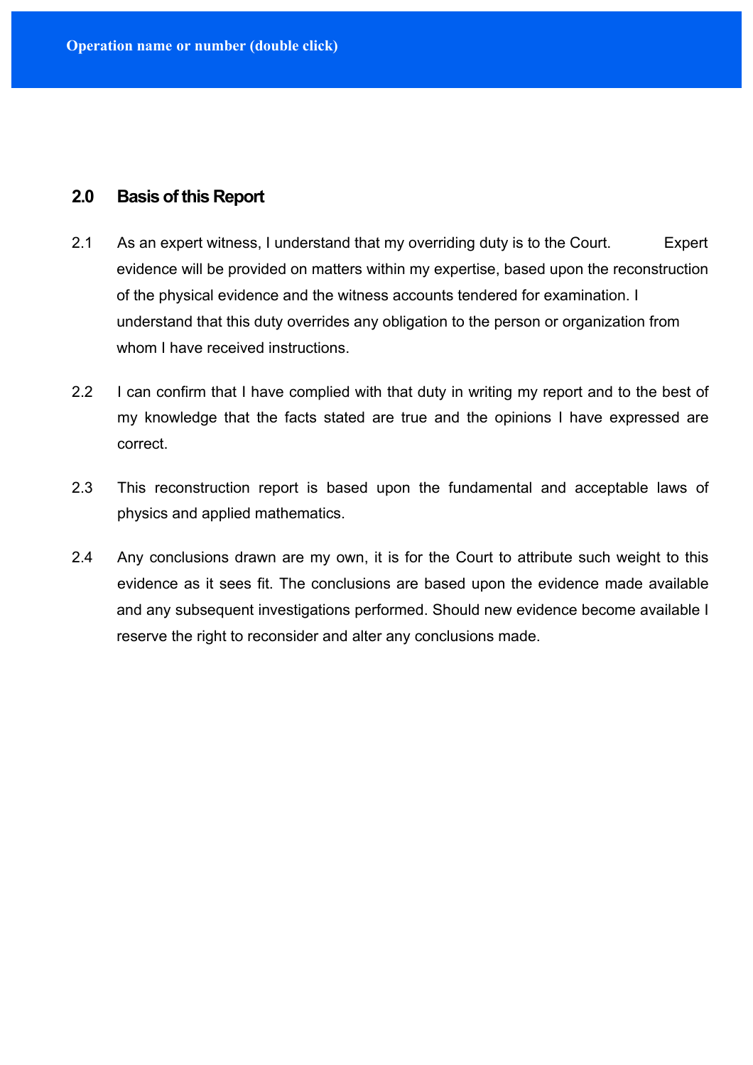## 2.0 Basis of this Report

2.1 As an expert witness, I understand that my overriding duty is to the Court. Expert evidence will be provided on matters within my expertise, based upon the reconstruction of the physical evidence and the witness accounts tendered for examination. I understand that this duty overrides any obligation to the person or organization from whom I have received instructions.

2.2 I can confirm that I have complied with that duty in writing my report and to the best of my knowledge that the facts stated are true and the opinions I have expressed are correct.

2.3 This reconstruction report is based upon the fundamental and acceptable laws of physics and applied mathematics.

2.4 Any conclusions drawn are my own, it is for the Court to attribute such weight to this evidence as it sees fit. The conclusions are based upon the evidence made available and any subsequent investigations performed. Should new evidence become available I reserve the right to reconsider and alter any conclusions made.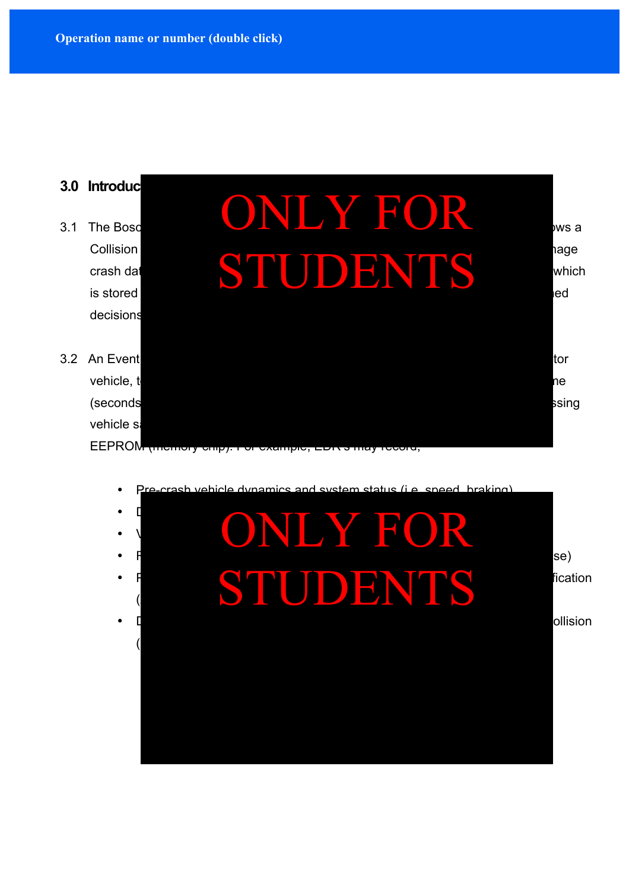Operation name or number (double click)

### 3.0 Introduc

3.1 The Bosc ows a Collision nage crash dat which is stored ed decisions

3.2 An Event tor vehicle, t ne (seconds ssing vehicle s EEPROM (memory chip). For example, EDR's may record;

- Pre-crash vehicle dynamics and system status (i.e. speed, braking)
- D
- V
- F se)
- F fication (
- D ollision (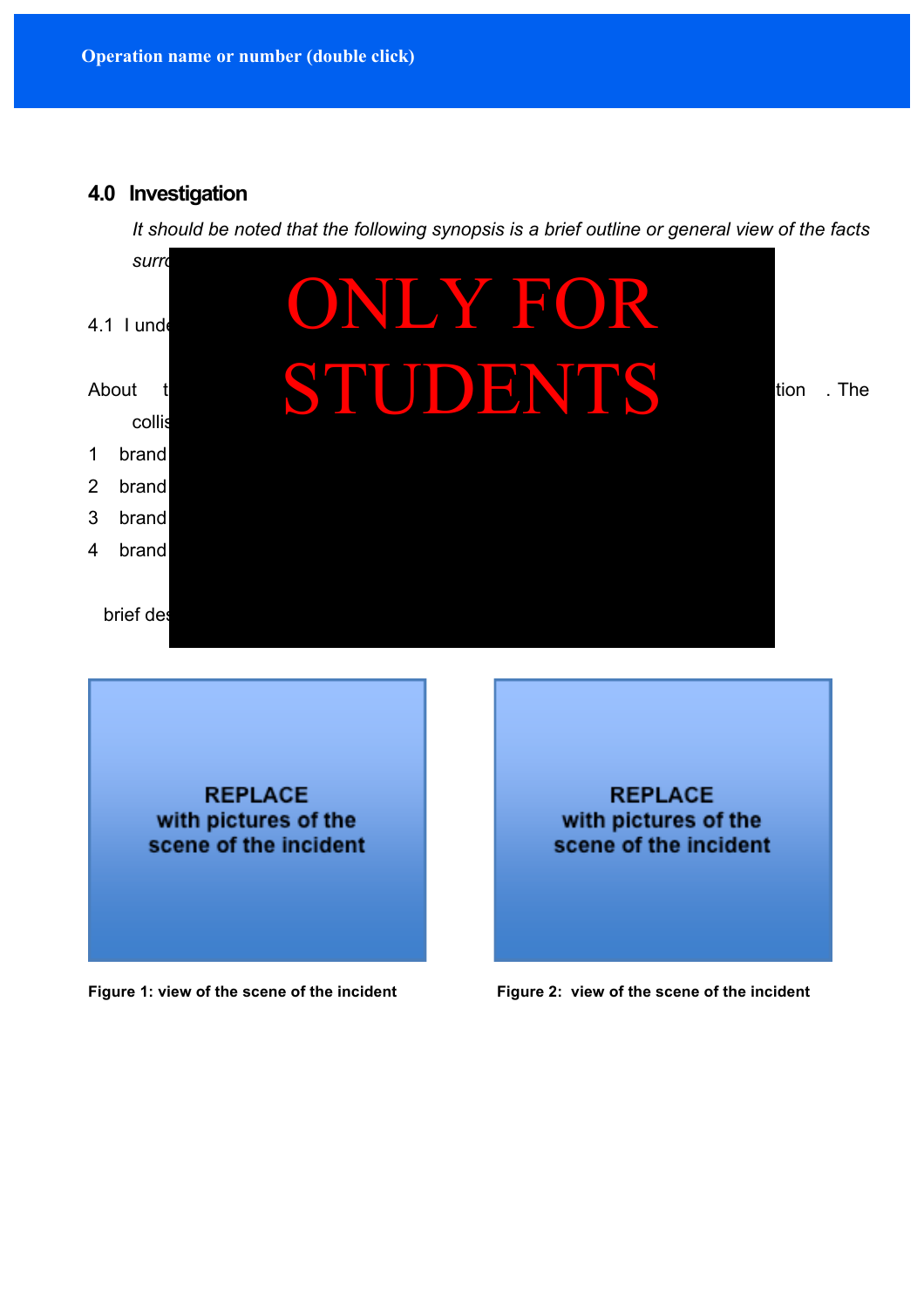Operation name or number (double click)

## 4.0 Investigation

*It should be noted that the following synopsis is a brief outline or general view of the facts surr*

ONLY FOR STUDENTS

4.1 I unde

About t tion . The collis

1 brand

2 brand

3 brand

4 brand

brief des

REPLACE with pictures of the scene of the incident

**Figure 1: view of the scene of the incident**

REPLACE with pictures of the scene of the incident

**Figure 2: view of the scene of the incident**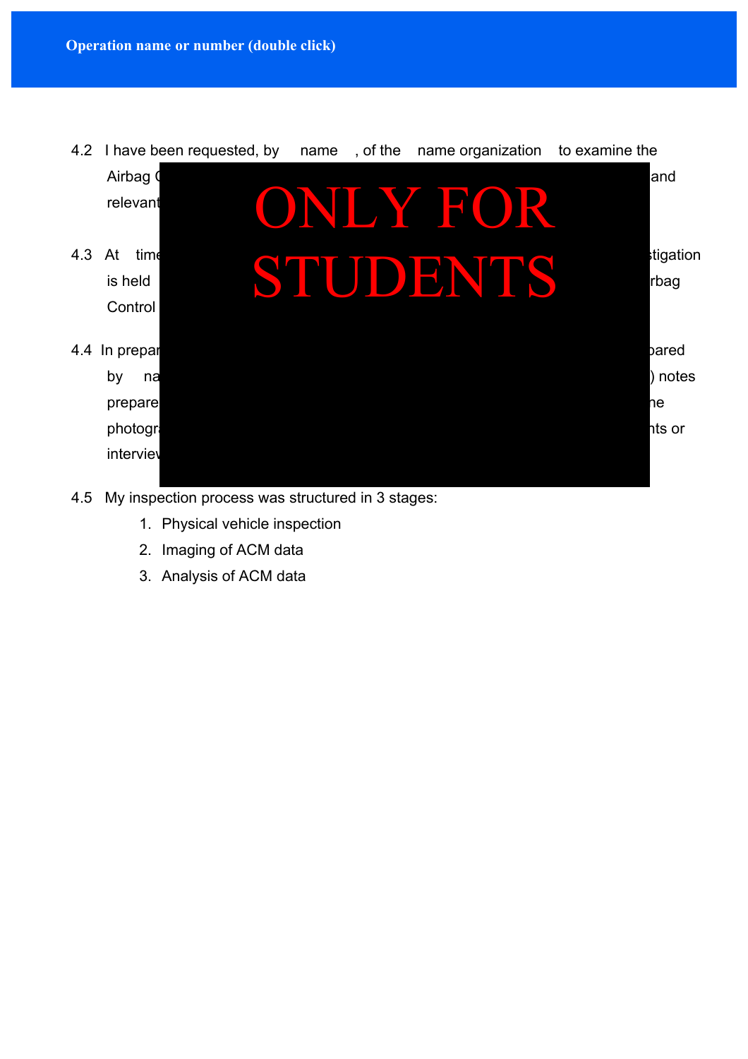**Operation name or number (double click)**

4.2 I have been requested, by name , of the name organization to examine the Airbag C and relevant

4.3 At time stigation is held rbag Control

ONLY FOR STUDENTS

4.4 In prepar pared by na ) notes prepare ne photogr nts or intervie

4.5 My inspection process was structured in 3 stages:

1. Physical vehicle inspection
2. Imaging of ACM data
3. Analysis of ACM data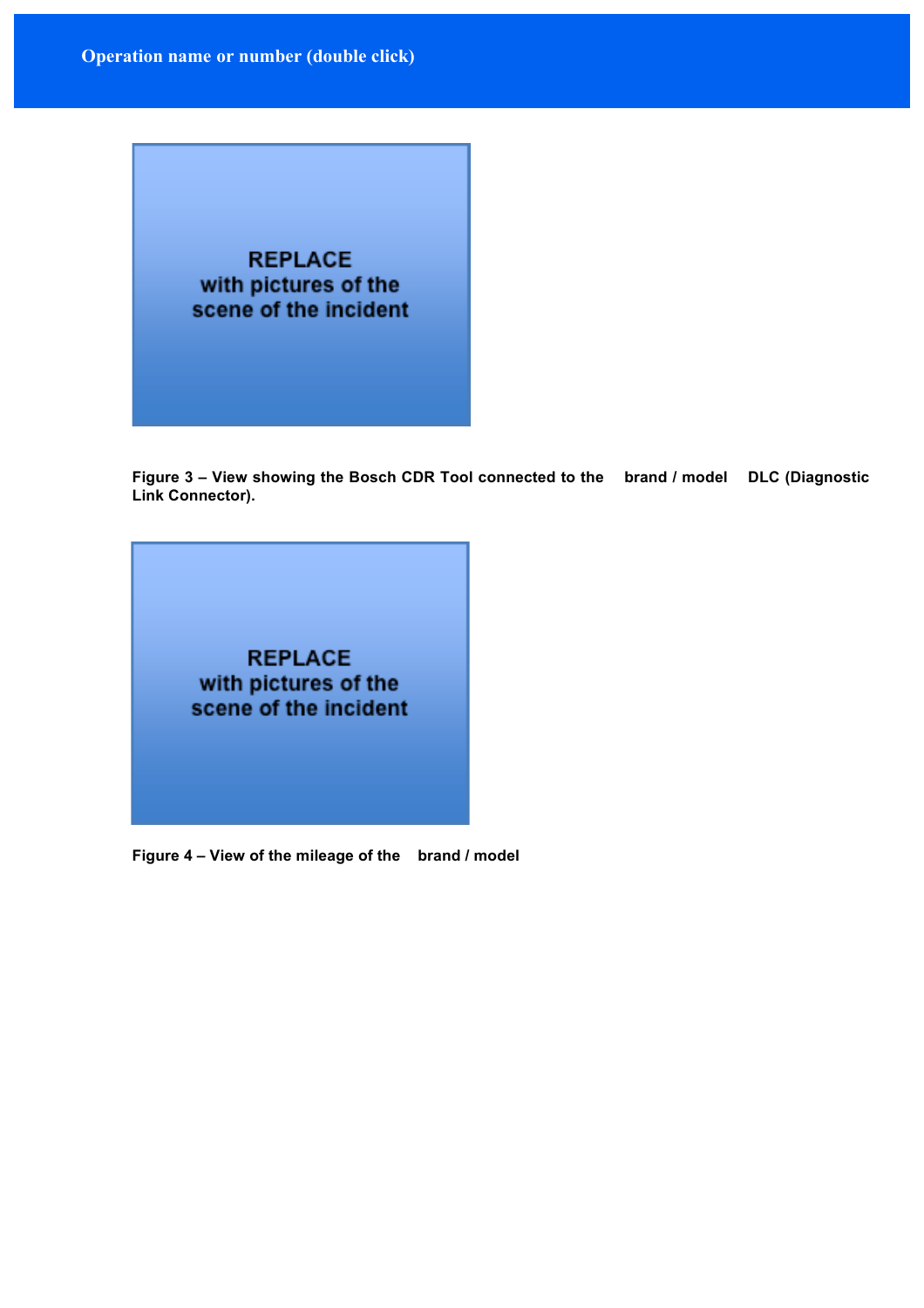REPLACE
with pictures of the
scene of the incident

**Figure 3 – View showing the Bosch CDR Tool connected to the brand / model DLC (Diagnostic Link Connector).**

REPLACE
with pictures of the
scene of the incident

**Figure 4 – View of the mileage of the brand / model**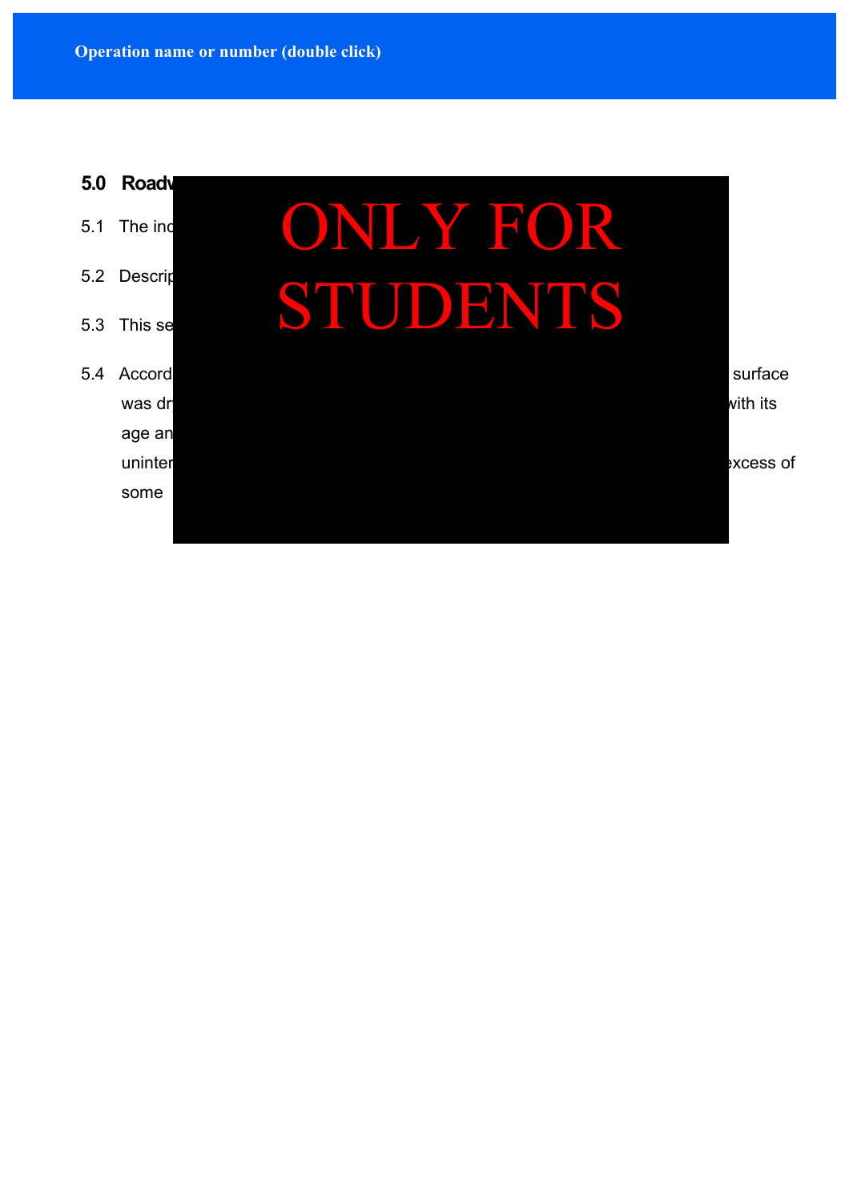Operation name or number (double click)

## 5.0 Roadw

5.1 The inc

5.2 Descrip

5.3 This se

5.4 Accord surface was dr with its age an uninter excess of some

ONLY FOR STUDENTS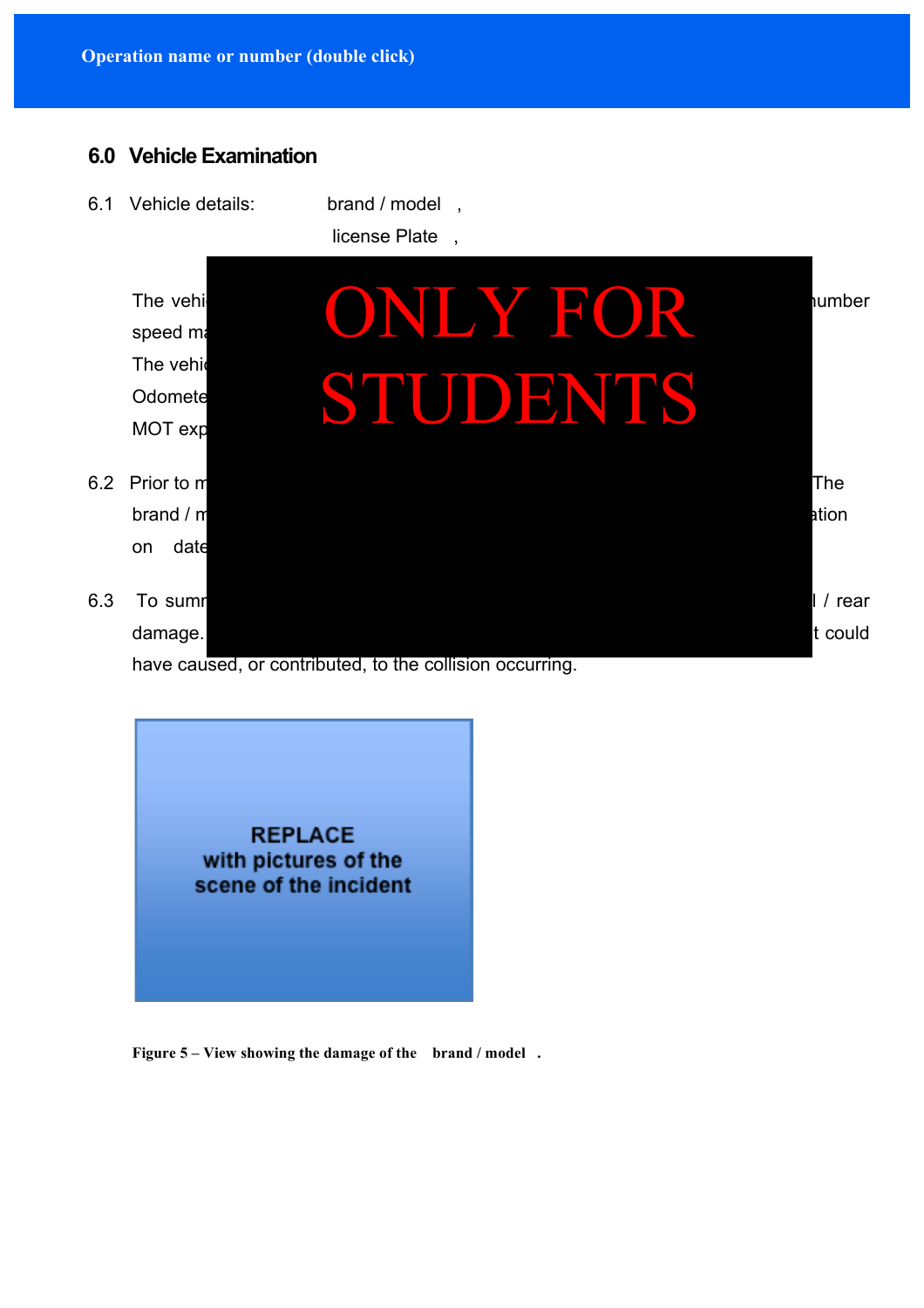## 6.0 Vehicle Examination

6.1 Vehicle details: brand / model ,

license Plate ,

The vehi ONLY FOR STUDENTS number

speed ma

The vehi

Odomete

MOT exp

6.2 Prior to m The

brand / m ation

on date

6.3 To sumr / rear

damage. t could

have caused, or contributed, to the collision occurring.

REPLACE
with pictures of the
scene of the incident

**Figure 5 – View showing the damage of the brand / model .**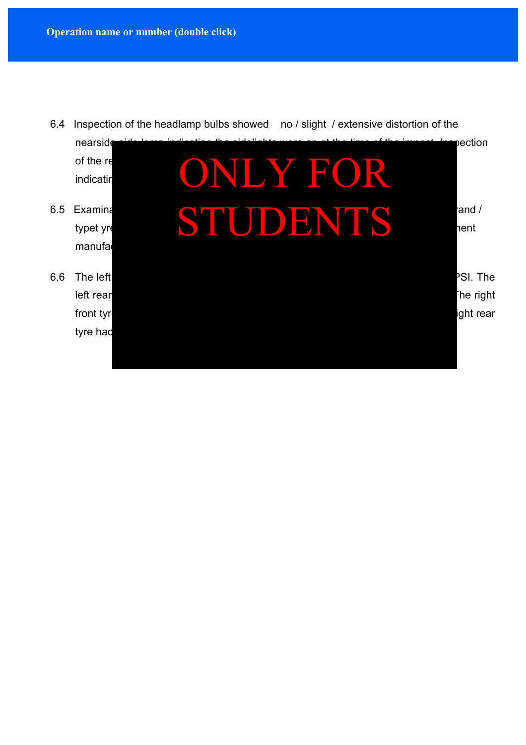Operation name or number (double click)

6.4 Inspection of the headlamp bulbs showed no / slight / extensive distortion of the nearside side lamp indicating the sidelights were on at the time of the impact. Inspection of the re

indicatin

ONLY FOR STUDENTS

6.5 Examina rand / typet yre ment manufac

6.6 The left PSI. The left rear The right front tyr ight rear tyre had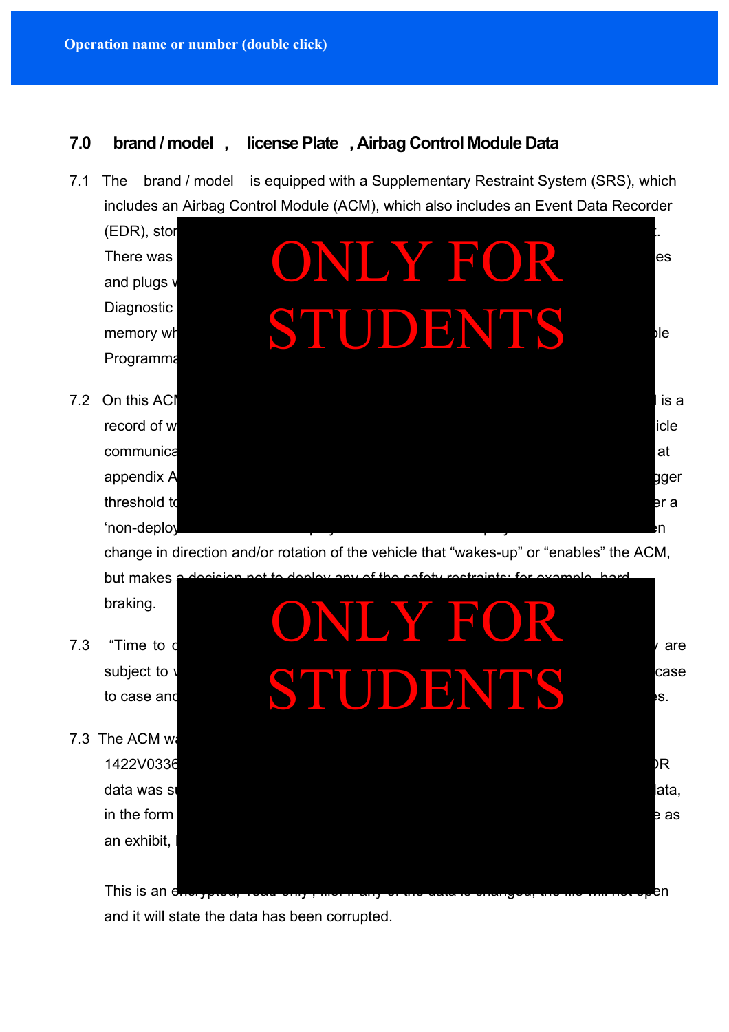## 7.0 brand / model , license Plate , Airbag Control Module Data

7.1 The brand / model is equipped with a Supplementary Restraint System (SRS), which includes an Airbag Control Module (ACM), which also includes an Event Data Recorder (EDR), stor

There was es

and plugs w

Diagnostic

memory wh ble

Programma

ONLY FOR STUDENTS

7.2 On this ACM is a

record of w icle

communica at

appendix A gger

threshold to er a

'non-deploy n

change in direction and/or rotation of the vehicle that "wakes-up" or "enables" the ACM, but makes a decision not to deploy any of the safety restraints; for example, hard braking.

ONLY FOR STUDENTS

7.3 "Time to are

subject to case

to case and es.

7.3 The ACM wa

1422V0336 R

data was su ata,

in the form e as

an exhibit,

This is an encrypted, 'read only', file. If any of the data is changed, the file will not open and it will state the data has been corrupted.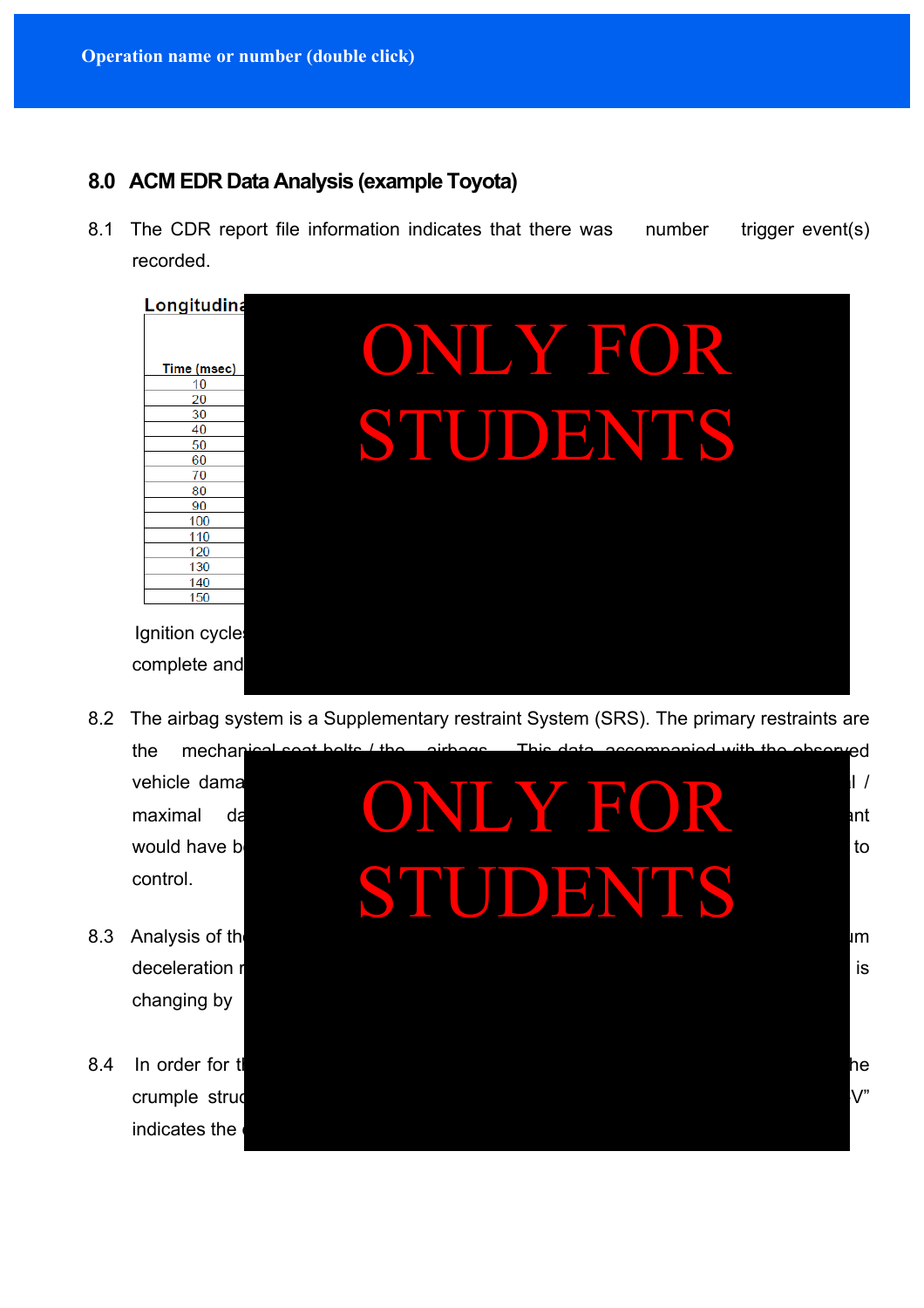## 8.0 ACM EDR Data Analysis (example Toyota)

8.1 The CDR report file information indicates that there was number trigger event(s) recorded.

**Longitudina**

| Time (msec) |
|---|
| 10 |
| 20 |
| 30 |
| 40 |
| 50 |
| 60 |
| 70 |
| 80 |
| 90 |
| 100 |
| 110 |
| 120 |
| 130 |
| 140 |
| 150 |

ONLY FOR STUDENTS

Ignition cycle

complete and

8.2 The airbag system is a Supplementary restraint System (SRS). The primary restraints are the mechanical seat belts / the airbags. This data accompanied with the observed vehicle dama l / maximal da ant would have b to control.

ONLY FOR STUDENTS

8.3 Analysis of th um deceleration r is changing by

8.4 In order for t he crumple struc V” indicates the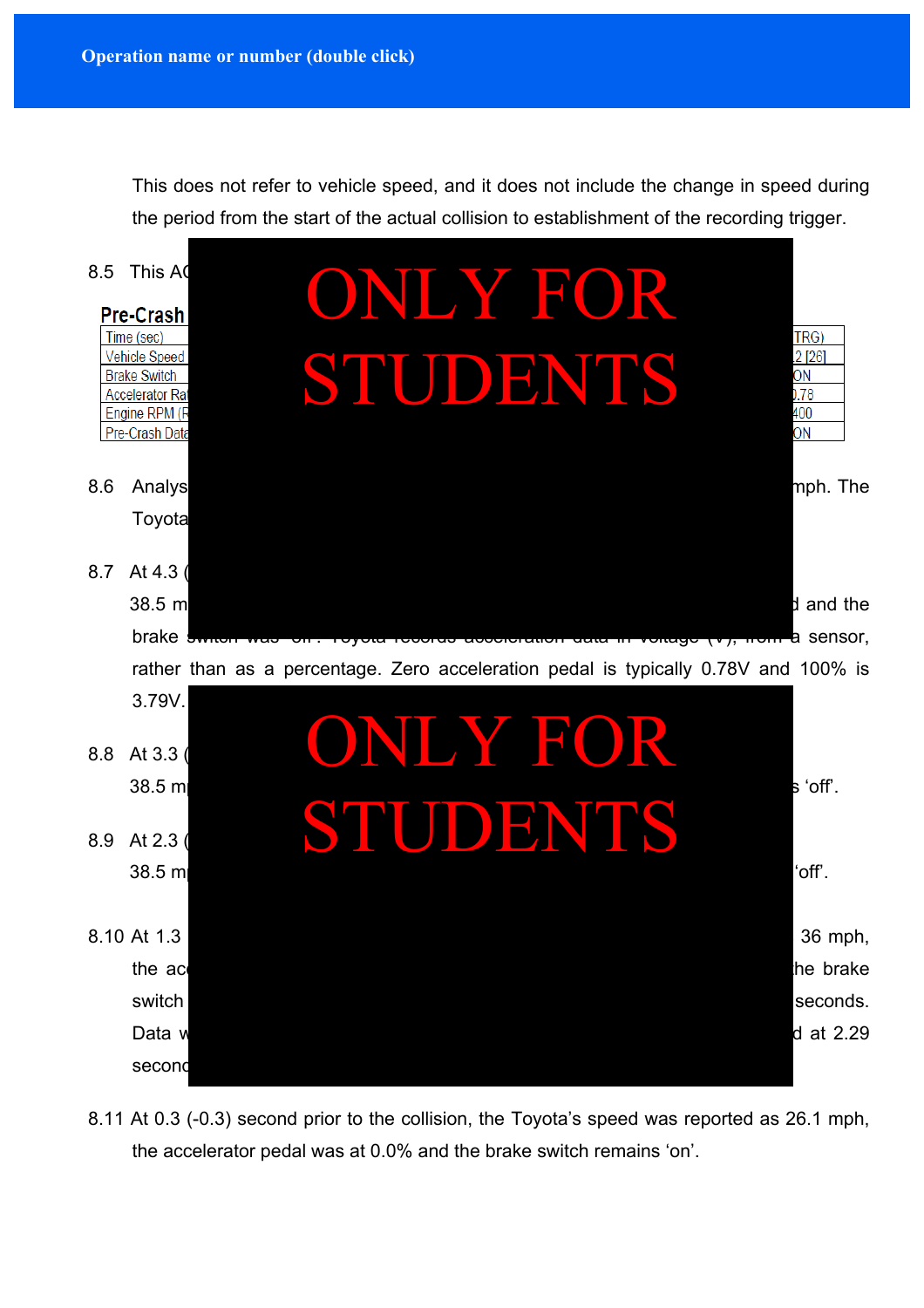This does not refer to vehicle speed, and it does not include the change in speed during the period from the start of the actual collision to establishment of the recording trigger.

8.5 This AC

**Pre-Crash**

| Time (sec) | TRG) |
|---|---|
| Vehicle Speed | 2 [26] |
| Brake Switch | ON |
| Accelerator Ra | 0.78 |
| Engine RPM (R | 400 |
| Pre-Crash Data | ON |

8.6 Analys mph. The Toyota

8.7 At 4.3 ( 38.5 m d and the brake switch was 'off'. Toyota records acceleration data in voltage (V), from a sensor, rather than as a percentage. Zero acceleration pedal is typically 0.78V and 100% is 3.79V.

8.8 At 3.3 ( 38.5 m s 'off'.

8.9 At 2.3 ( 38.5 m 'off'.

8.10 At 1.3 36 mph, the ac he brake switch seconds. Data w d at 2.29 second

8.11 At 0.3 (-0.3) second prior to the collision, the Toyota's speed was reported as 26.1 mph, the accelerator pedal was at 0.0% and the brake switch remains 'on'.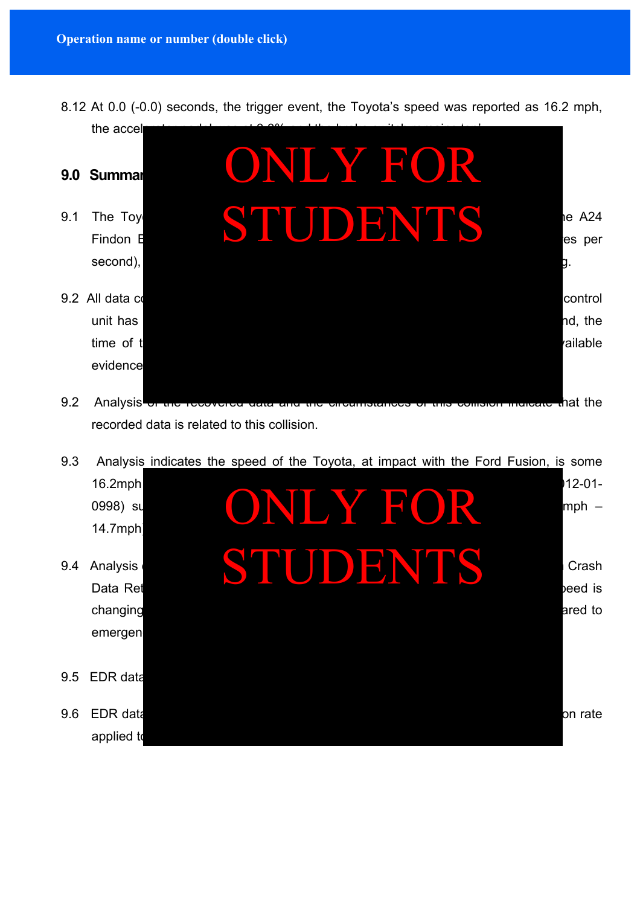8.12 At 0.0 (-0.0) seconds, the trigger event, the Toyota's speed was reported as 16.2 mph, the accel

ONLY FOR STUDENTS

## 9.0 Summar

9.1 The Toy ... he A24 Findon E ... es per second), ... g.

9.2 All data co ... control unit has ... nd, the time of t ... vailable evidence

9.2 Analysis of the recovered data and the circumstances of this collision indicate that the recorded data is related to this collision.

9.3 Analysis indicates the speed of the Toyota, at impact with the Ford Fusion, is some 16.2mph ... 012-01-0998) su ... mph – 14.7mph

ONLY FOR STUDENTS

9.4 Analysis ... Crash Data Ret ... peed is changing ... ared to emergen

9.5 EDR data

9.6 EDR data ... on rate applied t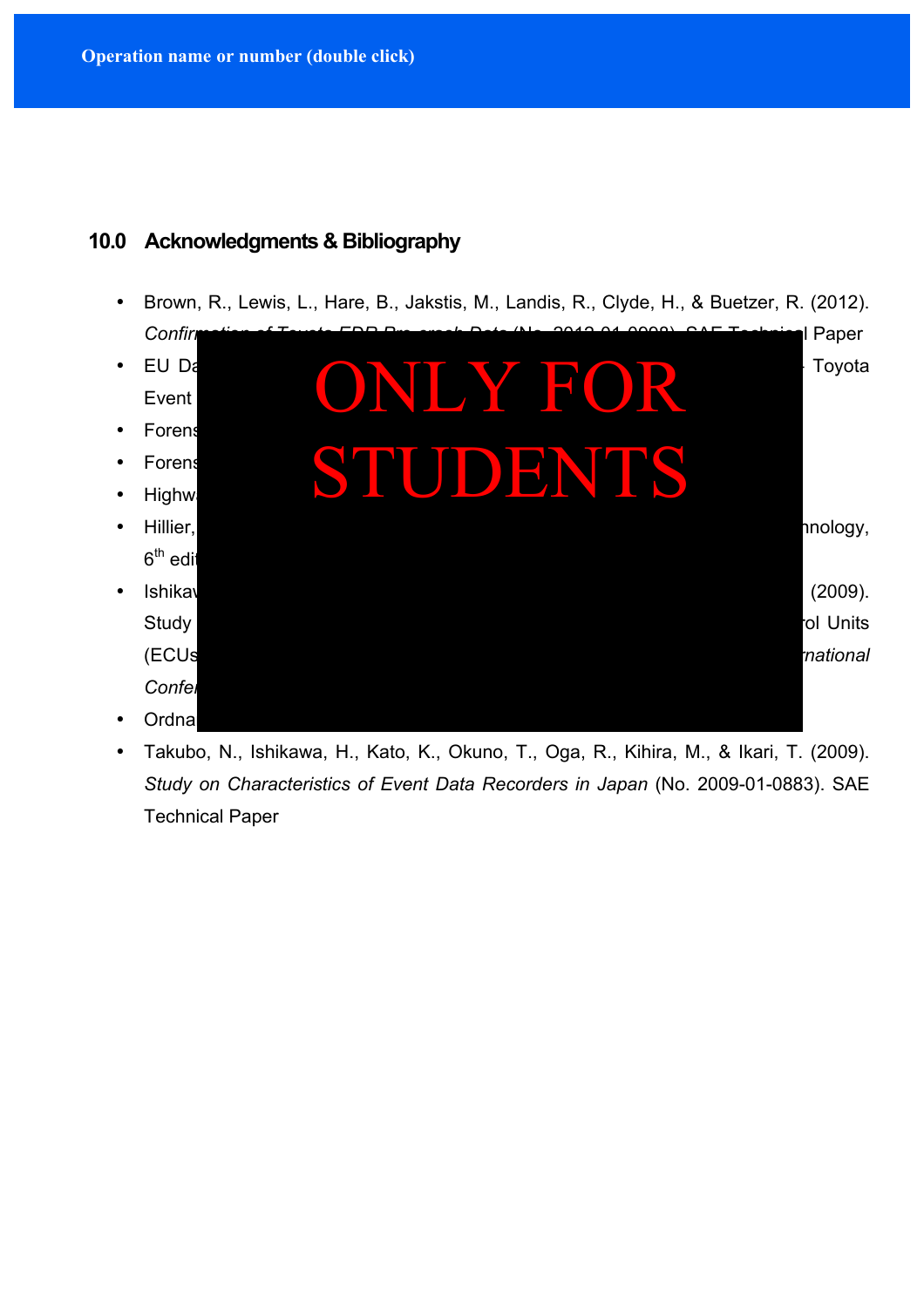## 10.0 Acknowledgments & Bibliography

- Brown, R., Lewis, L., Hare, B., Jakstis, M., Landis, R., Clyde, H., & Buetzer, R. (2012). *Confirmation of Toyota EDR Pre-crash Data* (No. 2012-01-0998). SAE Technical Paper
- EU Da ... Toyota Event
- Forens
- Forens
- Highw
- Hillier, ... nology, 6th edit
- Ishikav ... (2009). Study ... ol Units (ECUs ... *national Confe*
- Ordna
- Takubo, N., Ishikawa, H., Kato, K., Okuno, T., Oga, R., Kihira, M., & Ikari, T. (2009). *Study on Characteristics of Event Data Recorders in Japan* (No. 2009-01-0883). SAE Technical Paper

ONLY FOR STUDENTS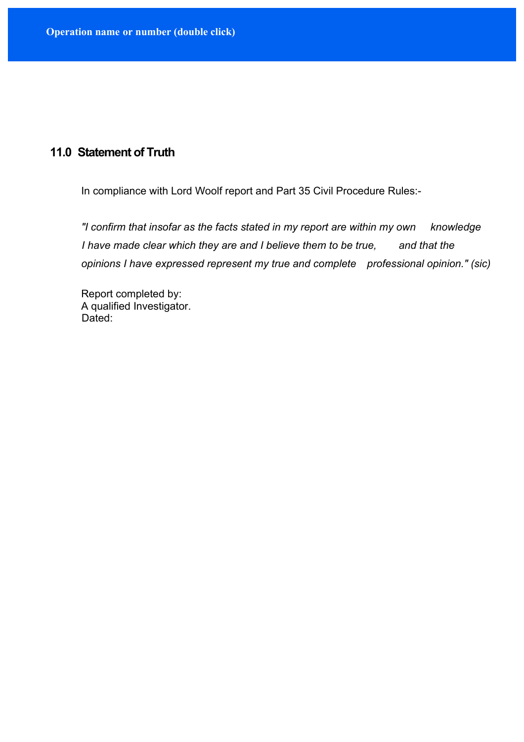## 11.0 Statement of Truth

In compliance with Lord Woolf report and Part 35 Civil Procedure Rules:-

*"I confirm that insofar as the facts stated in my report are within my own knowledge I have made clear which they are and I believe them to be true, and that the opinions I have expressed represent my true and complete professional opinion." (sic)*

Report completed by:
A qualified Investigator.
Dated: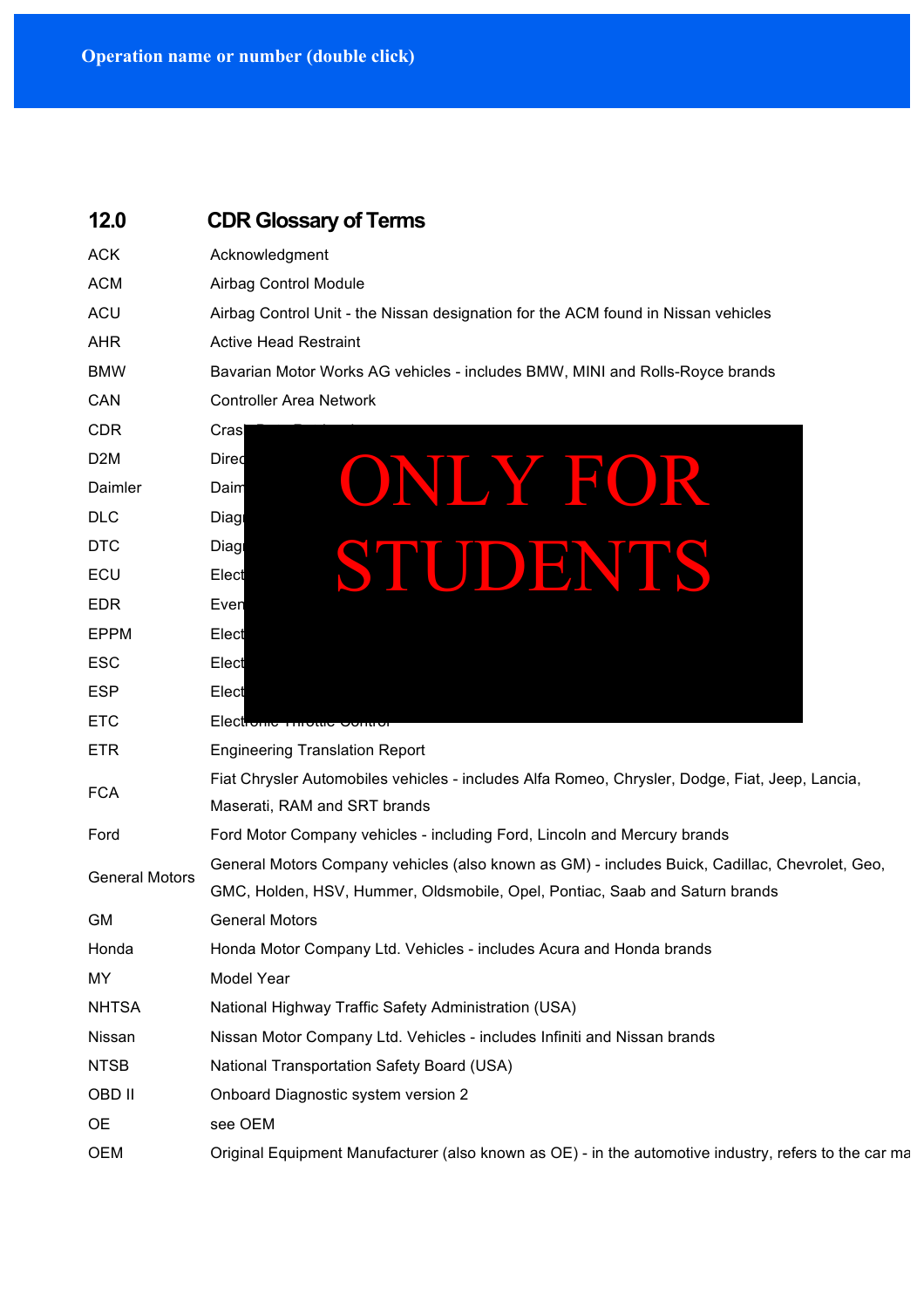## 12.0 CDR Glossary of Terms

| | |
|---|---|
| ACK | Acknowledgment |
| ACM | Airbag Control Module |
| ACU | Airbag Control Unit - the Nissan designation for the ACM found in Nissan vehicles |
| AHR | Active Head Restraint |
| BMW | Bavarian Motor Works AG vehicles - includes BMW, MINI and Rolls-Royce brands |
| CAN | Controller Area Network |
| CDR | Cras |
| D2M | Direc |
| Daimler | Daim |
| DLC | Diag |
| DTC | Diag |
| ECU | Elect |
| EDR | Even |
| EPPM | Elect |
| ESC | Elect |
| ESP | Elect |
| ETC | Electronic Throttle Control |
| ETR | Engineering Translation Report |
| FCA | Fiat Chrysler Automobiles vehicles - includes Alfa Romeo, Chrysler, Dodge, Fiat, Jeep, Lancia, Maserati, RAM and SRT brands |
| Ford | Ford Motor Company vehicles - including Ford, Lincoln and Mercury brands |
| General Motors | General Motors Company vehicles (also known as GM) - includes Buick, Cadillac, Chevrolet, Geo, GMC, Holden, HSV, Hummer, Oldsmobile, Opel, Pontiac, Saab and Saturn brands |
| GM | General Motors |
| Honda | Honda Motor Company Ltd. Vehicles - includes Acura and Honda brands |
| MY | Model Year |
| NHTSA | National Highway Traffic Safety Administration (USA) |
| Nissan | Nissan Motor Company Ltd. Vehicles - includes Infiniti and Nissan brands |
| NTSB | National Transportation Safety Board (USA) |
| OBD II | Onboard Diagnostic system version 2 |
| OE | see OEM |
| OEM | Original Equipment Manufacturer (also known as OE) - in the automotive industry, refers to the car ma |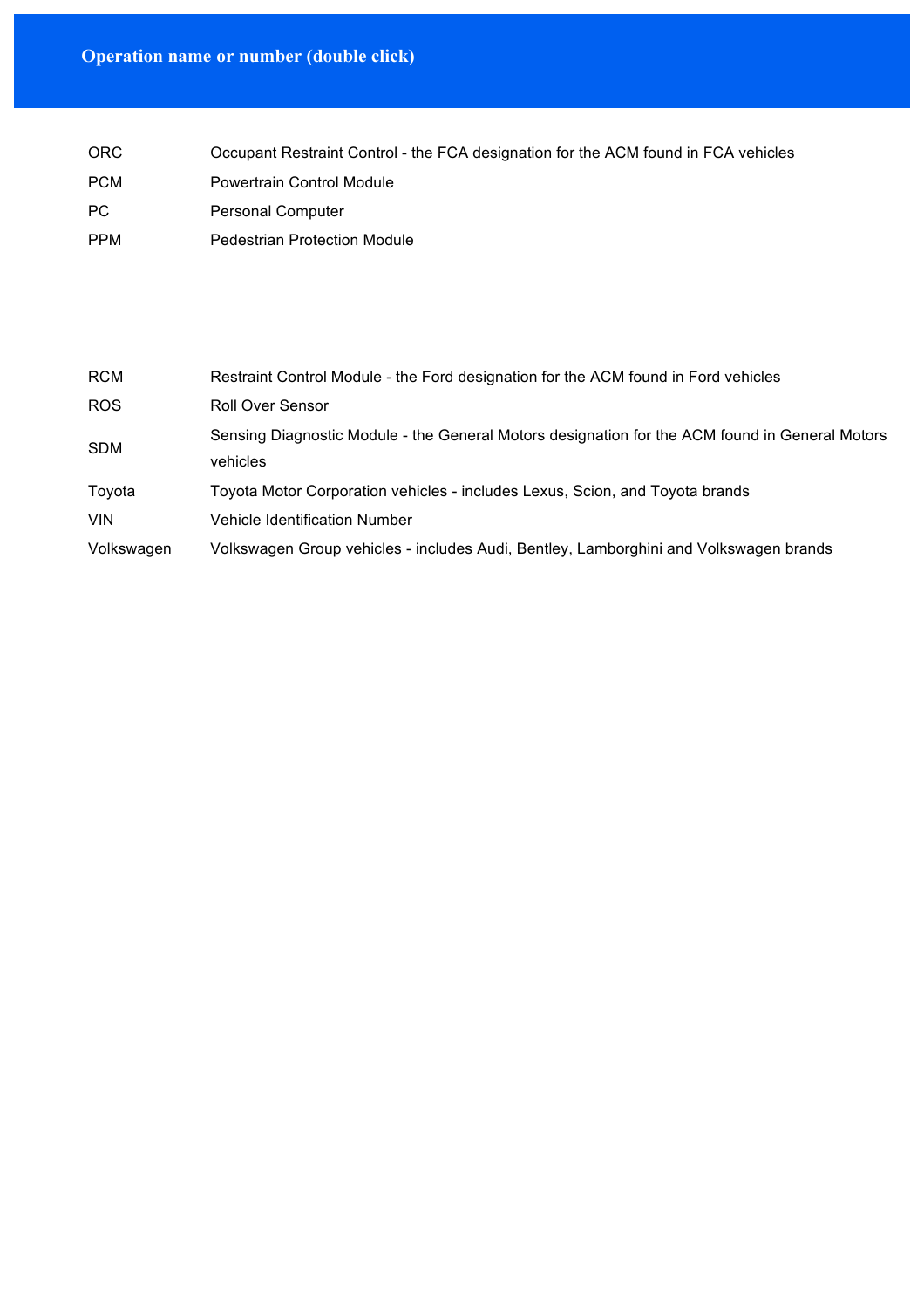| | |
|---|---|
| ORC | Occupant Restraint Control - the FCA designation for the ACM found in FCA vehicles |
| PCM | Powertrain Control Module |
| PC | Personal Computer |
| PPM | Pedestrian Protection Module |
| RCM | Restraint Control Module - the Ford designation for the ACM found in Ford vehicles |
| ROS | Roll Over Sensor |
| SDM | Sensing Diagnostic Module - the General Motors designation for the ACM found in General Motors vehicles |
| Toyota | Toyota Motor Corporation vehicles - includes Lexus, Scion, and Toyota brands |
| VIN | Vehicle Identification Number |
| Volkswagen | Volkswagen Group vehicles - includes Audi, Bentley, Lamborghini and Volkswagen brands |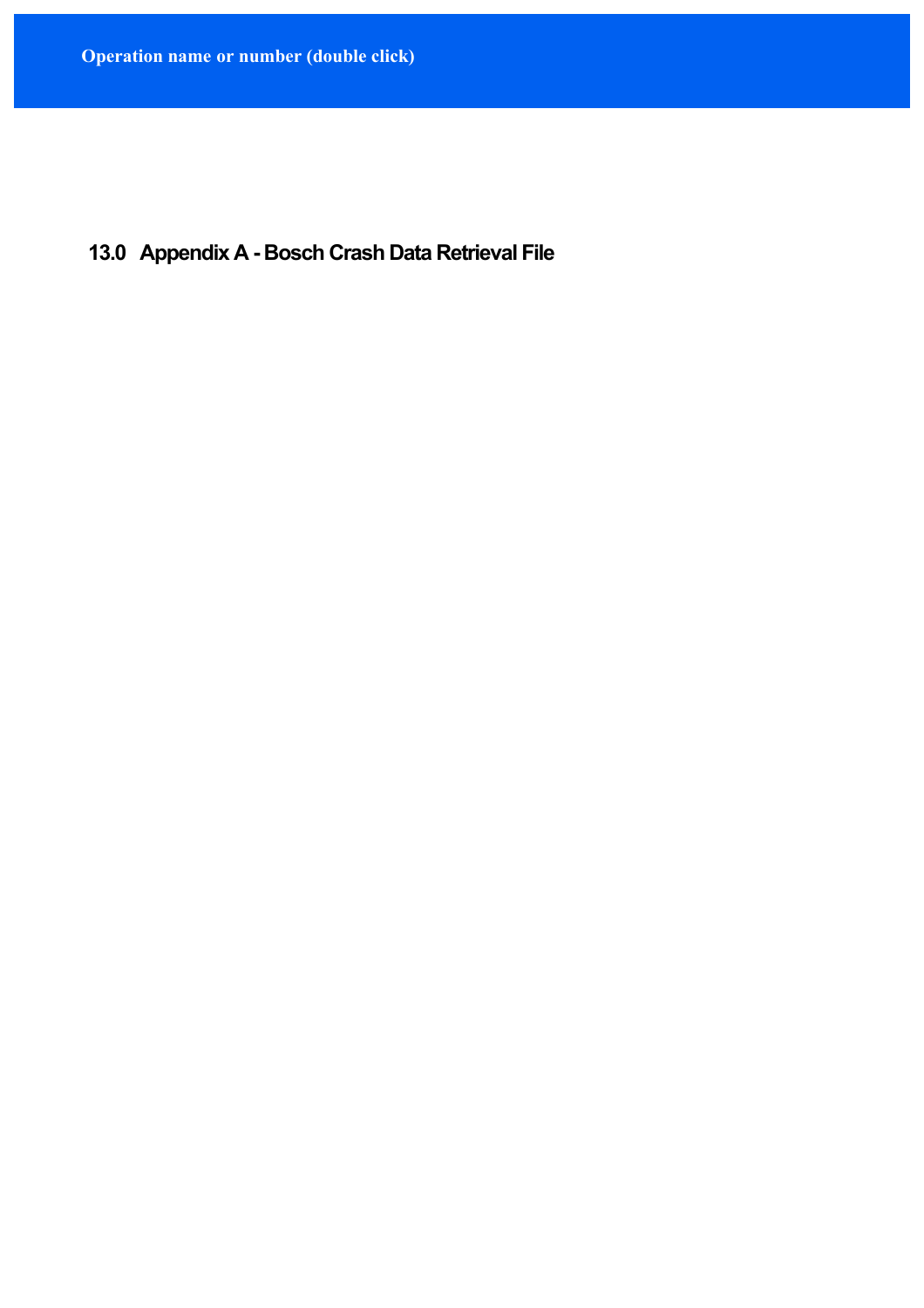## 13.0 Appendix A - Bosch Crash Data Retrieval File